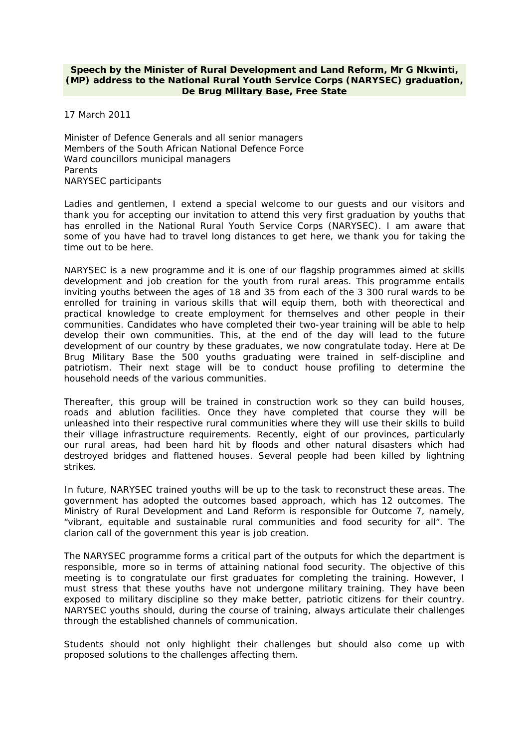**Speech by the Minister of Rural Development and Land Reform, Mr G Nkwinti, (MP) address to the National Rural Youth Service Corps (NARYSEC) graduation, De Brug Military Base, Free State**

17 March 2011

Minister of Defence Generals and all senior managers
Members of the South African National Defence Force
Ward councillors municipal managers
Parents
NARYSEC participants

Ladies and gentlemen, I extend a special welcome to our guests and our visitors and thank you for accepting our invitation to attend this very first graduation by youths that has enrolled in the National Rural Youth Service Corps (NARYSEC). I am aware that some of you have had to travel long distances to get here, we thank you for taking the time out to be here.

NARYSEC is a new programme and it is one of our flagship programmes aimed at skills development and job creation for the youth from rural areas. This programme entails inviting youths between the ages of 18 and 35 from each of the 3 300 rural wards to be enrolled for training in various skills that will equip them, both with theorectical and practical knowledge to create employment for themselves and other people in their communities. Candidates who have completed their two-year training will be able to help develop their own communities. This, at the end of the day will lead to the future development of our country by these graduates, we now congratulate today. Here at De Brug Military Base the 500 youths graduating were trained in self-discipline and patriotism. Their next stage will be to conduct house profiling to determine the household needs of the various communities.

Thereafter, this group will be trained in construction work so they can build houses, roads and ablution facilities. Once they have completed that course they will be unleashed into their respective rural communities where they will use their skills to build their village infrastructure requirements. Recently, eight of our provinces, particularly our rural areas, had been hard hit by floods and other natural disasters which had destroyed bridges and flattened houses. Several people had been killed by lightning strikes.

In future, NARYSEC trained youths will be up to the task to reconstruct these areas. The government has adopted the outcomes based approach, which has 12 outcomes. The Ministry of Rural Development and Land Reform is responsible for Outcome 7, namely, "vibrant, equitable and sustainable rural communities and food security for all". The clarion call of the government this year is job creation.

The NARYSEC programme forms a critical part of the outputs for which the department is responsible, more so in terms of attaining national food security. The objective of this meeting is to congratulate our first graduates for completing the training. However, I must stress that these youths have not undergone military training. They have been exposed to military discipline so they make better, patriotic citizens for their country. NARYSEC youths should, during the course of training, always articulate their challenges through the established channels of communication.

Students should not only highlight their challenges but should also come up with proposed solutions to the challenges affecting them.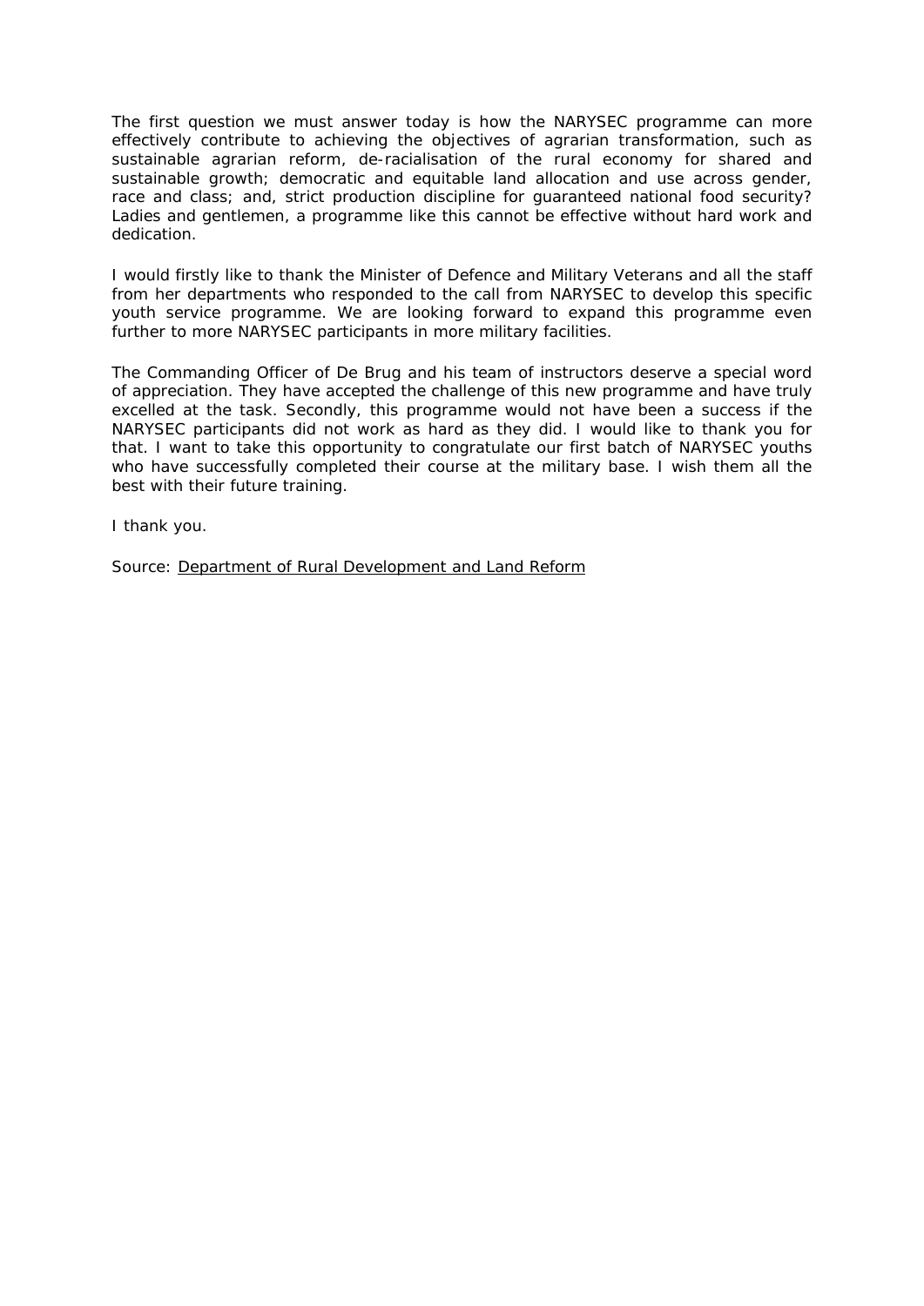The first question we must answer today is how the NARYSEC programme can more effectively contribute to achieving the objectives of agrarian transformation, such as sustainable agrarian reform, de-racialisation of the rural economy for shared and sustainable growth; democratic and equitable land allocation and use across gender, race and class; and, strict production discipline for guaranteed national food security? Ladies and gentlemen, a programme like this cannot be effective without hard work and dedication.

I would firstly like to thank the Minister of Defence and Military Veterans and all the staff from her departments who responded to the call from NARYSEC to develop this specific youth service programme. We are looking forward to expand this programme even further to more NARYSEC participants in more military facilities.

The Commanding Officer of De Brug and his team of instructors deserve a special word of appreciation. They have accepted the challenge of this new programme and have truly excelled at the task. Secondly, this programme would not have been a success if the NARYSEC participants did not work as hard as they did. I would like to thank you for that. I want to take this opportunity to congratulate our first batch of NARYSEC youths who have successfully completed their course at the military base. I wish them all the best with their future training.

I thank you.

Source: Department of Rural Development and Land Reform